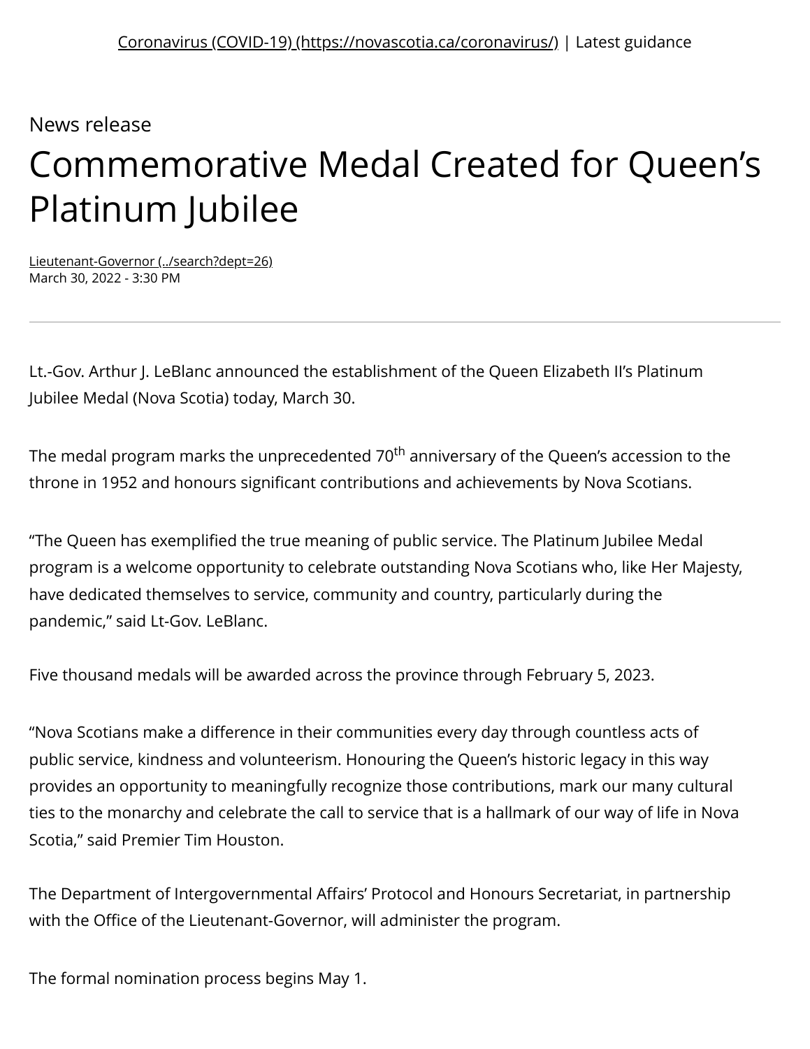Coronavirus (COVID-19) (https://novascotia.ca/coronavirus/) | Latest guidance

News release

# Commemorative Medal Created for Queen's Platinum Jubilee

Lieutenant-Governor (../search?dept=26)
March 30, 2022 - 3:30 PM

---

Lt.-Gov. Arthur J. LeBlanc announced the establishment of the Queen Elizabeth II's Platinum Jubilee Medal (Nova Scotia) today, March 30.

The medal program marks the unprecedented 70th anniversary of the Queen's accession to the throne in 1952 and honours significant contributions and achievements by Nova Scotians.

"The Queen has exemplified the true meaning of public service. The Platinum Jubilee Medal program is a welcome opportunity to celebrate outstanding Nova Scotians who, like Her Majesty, have dedicated themselves to service, community and country, particularly during the pandemic," said Lt-Gov. LeBlanc.

Five thousand medals will be awarded across the province through February 5, 2023.

"Nova Scotians make a difference in their communities every day through countless acts of public service, kindness and volunteerism. Honouring the Queen's historic legacy in this way provides an opportunity to meaningfully recognize those contributions, mark our many cultural ties to the monarchy and celebrate the call to service that is a hallmark of our way of life in Nova Scotia," said Premier Tim Houston.

The Department of Intergovernmental Affairs' Protocol and Honours Secretariat, in partnership with the Office of the Lieutenant-Governor, will administer the program.

The formal nomination process begins May 1.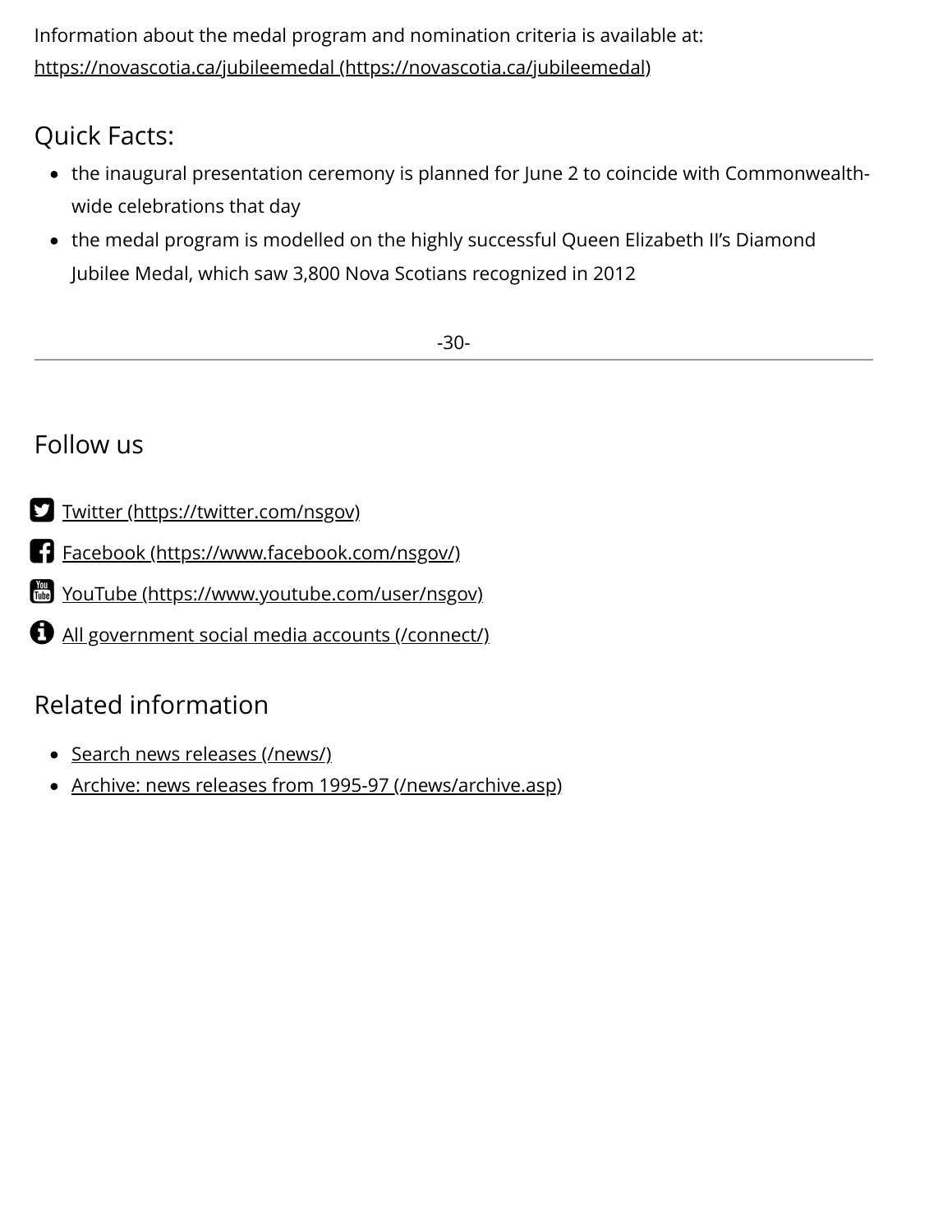Information about the medal program and nomination criteria is available at: https://novascotia.ca/jubileemedal (https://novascotia.ca/jubileemedal)

## Quick Facts:

- the inaugural presentation ceremony is planned for June 2 to coincide with Commonwealth-wide celebrations that day
- the medal program is modelled on the highly successful Queen Elizabeth II's Diamond Jubilee Medal, which saw 3,800 Nova Scotians recognized in 2012

-30-

---

## Follow us

- Twitter (https://twitter.com/nsgov)
- Facebook (https://www.facebook.com/nsgov/)
- YouTube (https://www.youtube.com/user/nsgov)
- All government social media accounts (/connect/)

## Related information

- Search news releases (/news/)
- Archive: news releases from 1995-97 (/news/archive.asp)